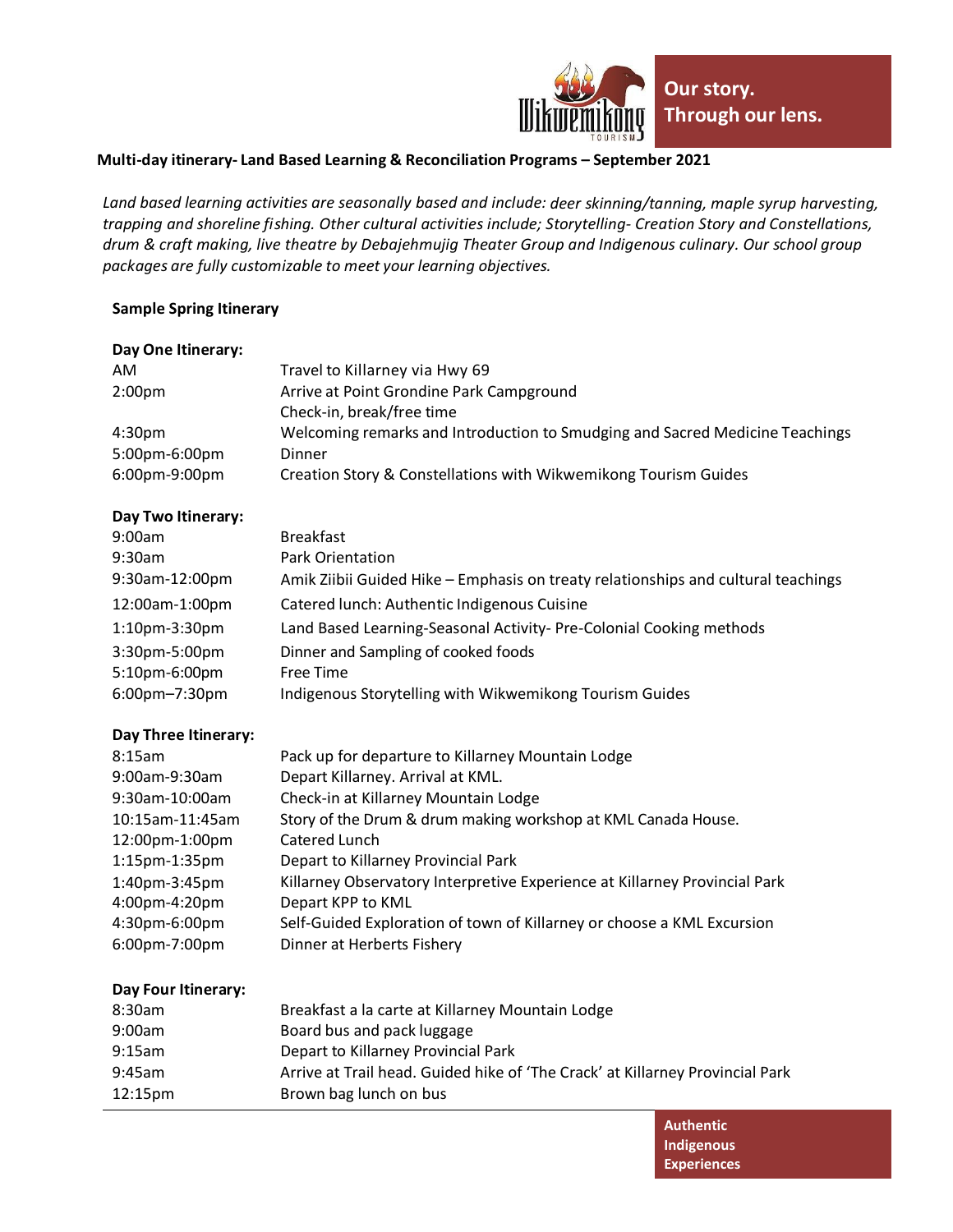Our story.
Through our lens.

**Multi-day itinerary- Land Based Learning & Reconciliation Programs – September 2021**

*Land based learning activities are seasonally based and include: deer skinning/tanning, maple syrup harvesting, trapping and shoreline fishing. Other cultural activities include; Storytelling- Creation Story and Constellations, drum & craft making, live theatre by Debajehmujig Theater Group and Indigenous culinary. Our school group packages are fully customizable to meet your learning objectives.*

**Sample Spring Itinerary**

**Day One Itinerary:**

| | |
|---|---|
| AM | Travel to Killarney via Hwy 69 |
| 2:00pm | Arrive at Point Grondine Park Campground<br>Check-in, break/free time |
| 4:30pm | Welcoming remarks and Introduction to Smudging and Sacred Medicine Teachings |
| 5:00pm-6:00pm | Dinner |
| 6:00pm-9:00pm | Creation Story & Constellations with Wikwemikong Tourism Guides |

**Day Two Itinerary:**

| | |
|---|---|
| 9:00am | Breakfast |
| 9:30am | Park Orientation |
| 9:30am-12:00pm | Amik Ziibii Guided Hike – Emphasis on treaty relationships and cultural teachings |
| 12:00am-1:00pm | Catered lunch: Authentic Indigenous Cuisine |
| 1:10pm-3:30pm | Land Based Learning-Seasonal Activity- Pre-Colonial Cooking methods |
| 3:30pm-5:00pm | Dinner and Sampling of cooked foods |
| 5:10pm-6:00pm | Free Time |
| 6:00pm–7:30pm | Indigenous Storytelling with Wikwemikong Tourism Guides |

**Day Three Itinerary:**

| | |
|---|---|
| 8:15am | Pack up for departure to Killarney Mountain Lodge |
| 9:00am-9:30am | Depart Killarney. Arrival at KML. |
| 9:30am-10:00am | Check-in at Killarney Mountain Lodge |
| 10:15am-11:45am | Story of the Drum & drum making workshop at KML Canada House. |
| 12:00pm-1:00pm | Catered Lunch |
| 1:15pm-1:35pm | Depart to Killarney Provincial Park |
| 1:40pm-3:45pm | Killarney Observatory Interpretive Experience at Killarney Provincial Park |
| 4:00pm-4:20pm | Depart KPP to KML |
| 4:30pm-6:00pm | Self-Guided Exploration of town of Killarney or choose a KML Excursion |
| 6:00pm-7:00pm | Dinner at Herberts Fishery |

**Day Four Itinerary:**

| | |
|---|---|
| 8:30am | Breakfast a la carte at Killarney Mountain Lodge |
| 9:00am | Board bus and pack luggage |
| 9:15am | Depart to Killarney Provincial Park |
| 9:45am | Arrive at Trail head. Guided hike of 'The Crack' at Killarney Provincial Park |
| 12:15pm | Brown bag lunch on bus |

Authentic Indigenous Experiences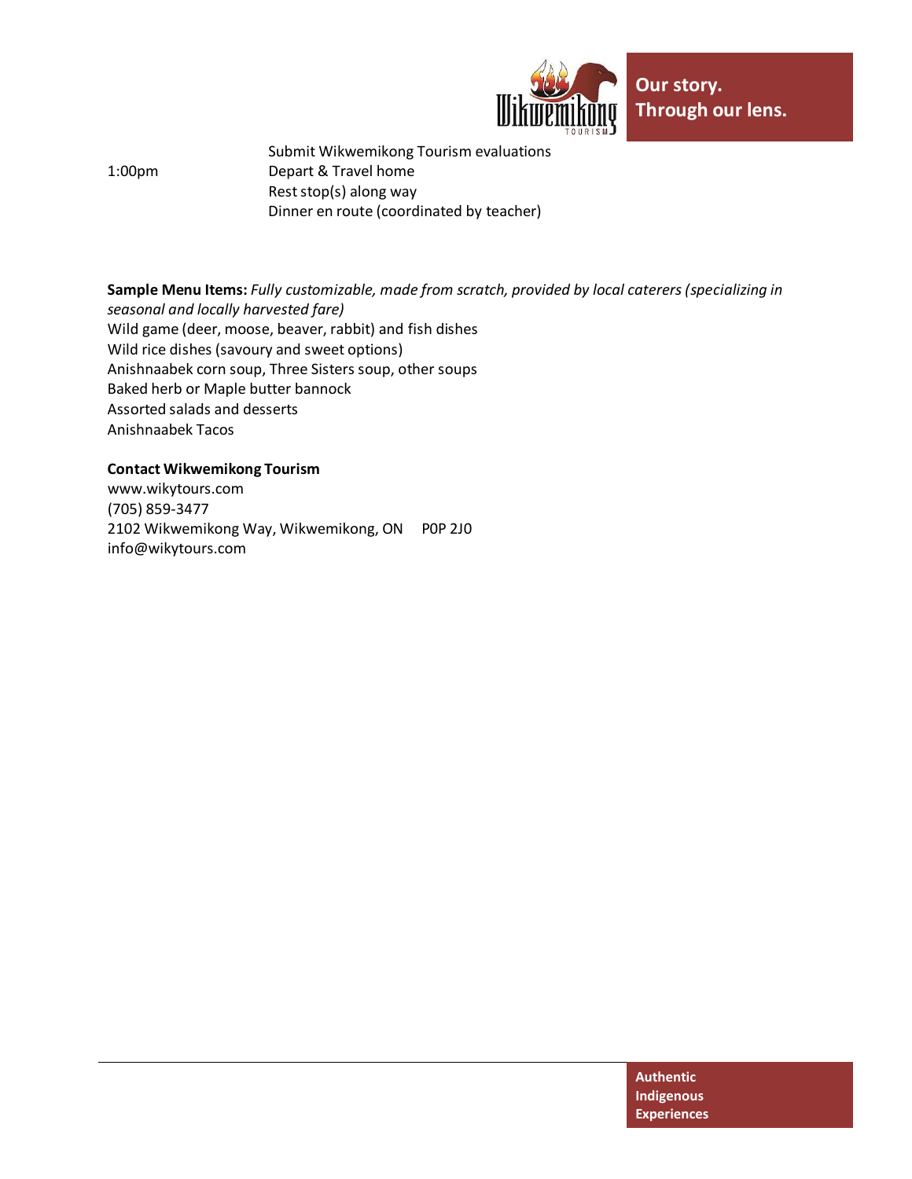| | |
|---|---|
| | Submit Wikwemikong Tourism evaluations |
| 1:00pm | Depart & Travel home |
| | Rest stop(s) along way |
| | Dinner en route (coordinated by teacher) |

**Sample Menu Items:** *Fully customizable, made from scratch, provided by local caterers (specializing in seasonal and locally harvested fare)*

Wild game (deer, moose, beaver, rabbit) and fish dishes
Wild rice dishes (savoury and sweet options)
Anishnaabek corn soup, Three Sisters soup, other soups
Baked herb or Maple butter bannock
Assorted salads and desserts
Anishnaabek Tacos

**Contact Wikwemikong Tourism**

www.wikytours.com
(705) 859-3477
2102 Wikwemikong Way, Wikwemikong, ON P0P 2J0
info@wikytours.com